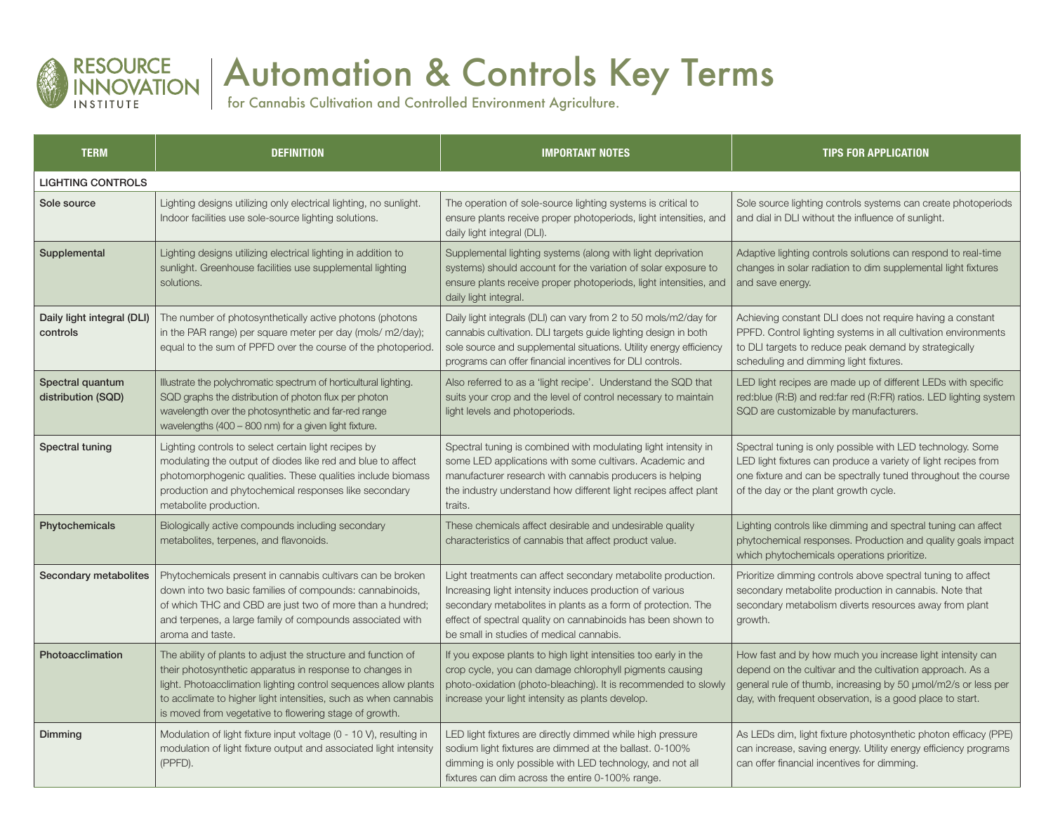# Automation & Controls Key Terms

for Cannabis Cultivation and Controlled Environment Agriculture.

| TERM | DEFINITION | IMPORTANT NOTES | TIPS FOR APPLICATION |
|---|---|---|---|
| LIGHTING CONTROLS | | | |
| **Sole source** | Lighting designs utilizing only electrical lighting, no sunlight. Indoor facilities use sole-source lighting solutions. | The operation of sole-source lighting systems is critical to ensure plants receive proper photoperiods, light intensities, and daily light integral (DLI). | Sole source lighting controls systems can create photoperiods and dial in DLI without the influence of sunlight. |
| **Supplemental** | Lighting designs utilizing electrical lighting in addition to sunlight. Greenhouse facilities use supplemental lighting solutions. | Supplemental lighting systems (along with light deprivation systems) should account for the variation of solar exposure to ensure plants receive proper photoperiods, light intensities, and daily light integral. | Adaptive lighting controls solutions can respond to real-time changes in solar radiation to dim supplemental light fixtures and save energy. |
| **Daily light integral (DLI) controls** | The number of photosynthetically active photons (photons in the PAR range) per square meter per day (mols/ m2/day); equal to the sum of PPFD over the course of the photoperiod. | Daily light integrals (DLI) can vary from 2 to 50 mols/m2/day for cannabis cultivation. DLI targets guide lighting design in both sole source and supplemental situations. Utility energy efficiency programs can offer financial incentives for DLI controls. | Achieving constant DLI does not require having a constant PPFD. Control lighting systems in all cultivation environments to DLI targets to reduce peak demand by strategically scheduling and dimming light fixtures. |
| **Spectral quantum distribution (SQD)** | Illustrate the polychromatic spectrum of horticultural lighting. SQD graphs the distribution of photon flux per photon wavelength over the photosynthetic and far-red range wavelengths (400 – 800 nm) for a given light fixture. | Also referred to as a 'light recipe'. Understand the SQD that suits your crop and the level of control necessary to maintain light levels and photoperiods. | LED light recipes are made up of different LEDs with specific red:blue (R:B) and red:far red (R:FR) ratios. LED lighting system SQD are customizable by manufacturers. |
| **Spectral tuning** | Lighting controls to select certain light recipes by modulating the output of diodes like red and blue to affect photomorphogenic qualities. These qualities include biomass production and phytochemical responses like secondary metabolite production. | Spectral tuning is combined with modulating light intensity in some LED applications with some cultivars. Academic and manufacturer research with cannabis producers is helping the industry understand how different light recipes affect plant traits. | Spectral tuning is only possible with LED technology. Some LED light fixtures can produce a variety of light recipes from one fixture and can be spectrally tuned throughout the course of the day or the plant growth cycle. |
| **Phytochemicals** | Biologically active compounds including secondary metabolites, terpenes, and flavonoids. | These chemicals affect desirable and undesirable quality characteristics of cannabis that affect product value. | Lighting controls like dimming and spectral tuning can affect phytochemical responses. Production and quality goals impact which phytochemicals operations prioritize. |
| **Secondary metabolites** | Phytochemicals present in cannabis cultivars can be broken down into two basic families of compounds: cannabinoids, of which THC and CBD are just two of more than a hundred; and terpenes, a large family of compounds associated with aroma and taste. | Light treatments can affect secondary metabolite production. Increasing light intensity induces production of various secondary metabolites in plants as a form of protection. The effect of spectral quality on cannabinoids has been shown to be small in studies of medical cannabis. | Prioritize dimming controls above spectral tuning to affect secondary metabolite production in cannabis. Note that secondary metabolism diverts resources away from plant growth. |
| **Photoacclimation** | The ability of plants to adjust the structure and function of their photosynthetic apparatus in response to changes in light. Photoacclimation lighting control sequences allow plants to acclimate to higher light intensities, such as when cannabis is moved from vegetative to flowering stage of growth. | If you expose plants to high light intensities too early in the crop cycle, you can damage chlorophyll pigments causing photo-oxidation (photo-bleaching). It is recommended to slowly increase your light intensity as plants develop. | How fast and by how much you increase light intensity can depend on the cultivar and the cultivation approach. As a general rule of thumb, increasing by 50 µmol/m2/s or less per day, with frequent observation, is a good place to start. |
| **Dimming** | Modulation of light fixture input voltage (0 - 10 V), resulting in modulation of light fixture output and associated light intensity (PPFD). | LED light fixtures are directly dimmed while high pressure sodium light fixtures are dimmed at the ballast. 0-100% dimming is only possible with LED technology, and not all fixtures can dim across the entire 0-100% range. | As LEDs dim, light fixture photosynthetic photon efficacy (PPE) can increase, saving energy. Utility energy efficiency programs can offer financial incentives for dimming. |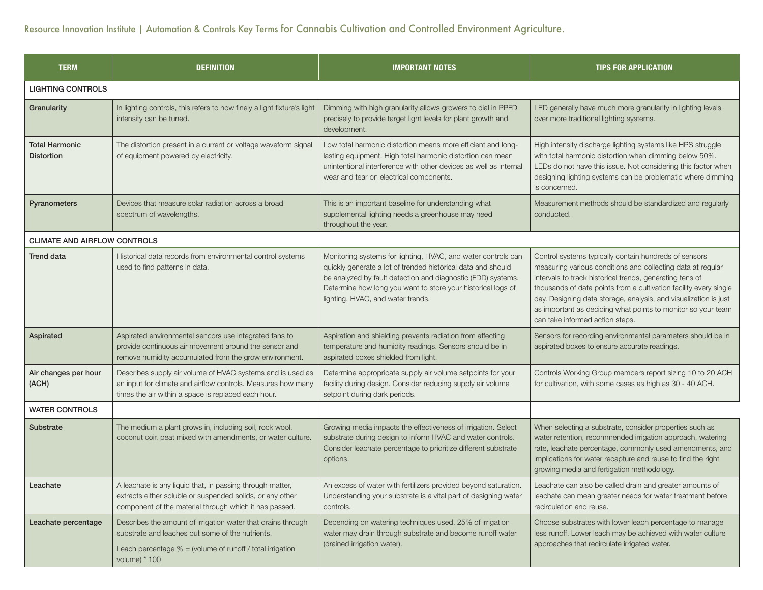| TERM | DEFINITION | IMPORTANT NOTES | TIPS FOR APPLICATION |
|---|---|---|---|
| LIGHTING CONTROLS | | | |
| **Granularity** | In lighting controls, this refers to how finely a light fixture's light intensity can be tuned. | Dimming with high granularity allows growers to dial in PPFD precisely to provide target light levels for plant growth and development. | LED generally have much more granularity in lighting levels over more traditional lighting systems. |
| **Total Harmonic Distortion** | The distortion present in a current or voltage waveform signal of equipment powered by electricity. | Low total harmonic distortion means more efficient and long-lasting equipment. High total harmonic distortion can mean unintentional interference with other devices as well as internal wear and tear on electrical components. | High intensity discharge lighting systems like HPS struggle with total harmonic distortion when dimming below 50%. LEDs do not have this issue. Not considering this factor when designing lighting systems can be problematic where dimming is concerned. |
| **Pyranometers** | Devices that measure solar radiation across a broad spectrum of wavelengths. | This is an important baseline for understanding what supplemental lighting needs a greenhouse may need throughout the year. | Measurement methods should be standardized and regularly conducted. |
| CLIMATE AND AIRFLOW CONTROLS | | | |
| **Trend data** | Historical data records from environmental control systems used to find patterns in data. | Monitoring systems for lighting, HVAC, and water controls can quickly generate a lot of trended historical data and should be analyzed by fault detection and diagnostic (FDD) systems. Determine how long you want to store your historical logs of lighting, HVAC, and water trends. | Control systems typically contain hundreds of sensors measuring various conditions and collecting data at regular intervals to track historical trends, generating tens of thousands of data points from a cultivation facility every single day. Designing data storage, analysis, and visualization is just as important as deciding what points to monitor so your team can take informed action steps. |
| **Aspirated** | Aspirated environmental sencors use integrated fans to provide continuous air movement around the sensor and remove humidity accumulated from the grow environment. | Aspiration and shielding prevents radiation from affecting temperature and humidity readings. Sensors should be in aspirated boxes shielded from light. | Sensors for recording environmental parameters should be in aspirated boxes to ensure accurate readings. |
| **Air changes per hour (ACH)** | Describes supply air volume of HVAC systems and is used as an input for climate and airflow controls. Measures how many times the air within a space is replaced each hour. | Determine appropriate supply air volume setpoints for your facility during design. Consider reducing supply air volume setpoint during dark periods. | Controls Working Group members report sizing 10 to 20 ACH for cultivation, with some cases as high as 30 - 40 ACH. |
| WATER CONTROLS | | | |
| **Substrate** | The medium a plant grows in, including soil, rock wool, coconut coir, peat mixed with amendments, or water culture. | Growing media impacts the effectiveness of irrigation. Select substrate during design to inform HVAC and water controls. Consider leachate percentage to prioritize different substrate options. | When selecting a substrate, consider properties such as water retention, recommended irrigation approach, watering rate, leachate percentage, commonly used amendments, and implications for water recapture and reuse to find the right growing media and fertigation methodology. |
| **Leachate** | A leachate is any liquid that, in passing through matter, extracts either soluble or suspended solids, or any other component of the material through which it has passed. | An excess of water with fertilizers provided beyond saturation. Understanding your substrate is a vital part of designing water controls. | Leachate can also be called drain and greater amounts of leachate can mean greater needs for water treatment before recirculation and reuse. |
| **Leachate percentage** | Describes the amount of irrigation water that drains through substrate and leaches out some of the nutrients.<br><br>Leach percentage % = (volume of runoff / total irrigation volume) * 100 | Depending on watering techniques used, 25% of irrigation water may drain through substrate and become runoff water (drained irrigation water). | Choose substrates with lower leach percentage to manage less runoff. Lower leach may be achieved with water culture approaches that recirculate irrigated water. |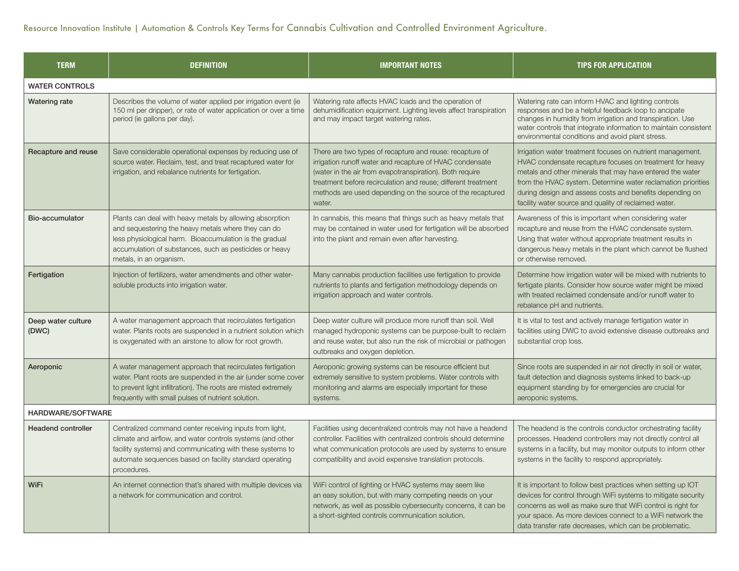| TERM | DEFINITION | IMPORTANT NOTES | TIPS FOR APPLICATION |
|---|---|---|---|
| WATER CONTROLS | | | |
| **Watering rate** | Describes the volume of water applied per irrigation event (ie 150 ml per dripper), or rate of water application or over a time period (ie gallons per day). | Watering rate affects HVAC loads and the operation of dehumidification equipment. Lighting levels affect transpiration and may impact target watering rates. | Watering rate can inform HVAC and lighting controls responses and be a helpful feedback loop to ancipate changes in humidity from irrigation and transpiration. Use water controls that integrate information to maintain consistent environmental conditions and avoid plant stress. |
| **Recapture and reuse** | Save considerable operational expenses by reducing use of source water. Reclaim, test, and treat recaptured water for irrigation, and rebalance nutrients for fertigation. | There are two types of recapture and reuse: recapture of irrigation runoff water and recapture of HVAC condensate (water in the air from evapotranspiration). Both require treatment before recirculation and reuse; different treatment methods are used depending on the source of the recaptured water. | Irrigation water treatment focuses on nutrient management. HVAC condensate recapture focuses on treatment for heavy metals and other minerals that may have entered the water from the HVAC system. Determine water reclamation priorities during design and assess costs and benefits depending on facility water source and quality of reclaimed water. |
| **Bio-accumulator** | Plants can deal with heavy metals by allowing absorption and sequestering the heavy metals where they can do less physiological harm. Bioaccumulation is the gradual accumulation of substances, such as pesticides or heavy metals, in an organism. | In cannabis, this means that things such as heavy metals that may be contained in water used for fertigation will be absorbed into the plant and remain even after harvesting. | Awareness of this is important when considering water recapture and reuse from the HVAC condensate system. Using that water without appropriate treatment results in dangerous heavy metals in the plant which cannot be flushed or otherwise removed. |
| **Fertigation** | Injection of fertilizers, water amendments and other water-soluble products into irrigation water. | Many cannabis production facilities use fertigation to provide nutrients to plants and fertigation methodology depends on irrigation approach and water controls. | Determine how irrigation water will be mixed with nutrients to fertigate plants. Consider how source water might be mixed with treated reclaimed condensate and/or runoff water to rebalance pH and nutrients. |
| **Deep water culture (DWC)** | A water management approach that recirculates fertigation water. Plants roots are suspended in a nutrient solution which is oxygenated with an airstone to allow for root growth. | Deep water culture will produce more runoff than soil. Well managed hydroponic systems can be purpose-built to reclaim and reuse water, but also run the risk of microbial or pathogen outbreaks and oxygen depletion. | It is vital to test and actively manage fertigation water in facilities using DWC to avoid extensive disease outbreaks and substantial crop loss. |
| **Aeroponic** | A water management approach that recirculates fertigation water. Plant roots are suspended in the air (under some cover to prevent light infiltration). The roots are misted extremely frequently with small pulses of nutrient solution. | Aeroponic growing systems can be resource efficient but extremely sensitive to system problems. Water controls with monitoring and alarms are especially important for these systems. | Since roots are suspended in air not directly in soil or water, fault detection and diagnosis systems linked to back-up equipment standing by for emergencies are crucial for aeroponic systems. |
| HARDWARE/SOFTWARE | | | |
| **Headend controller** | Centralized command center receiving inputs from light, climate and airflow, and water controls systems (and other facility systems) and communicating with these systems to automate sequences based on facility standard operating procedures. | Facilities using decentralized controls may not have a headend controller. Facilities with centralized controls should determine what communication protocols are used by systems to ensure compatibility and avoid expensive translation protocols. | The headend is the controls conductor orchestrating facility processes. Headend controllers may not directly control all systems in a facility, but may monitor outputs to inform other systems in the facility to respond appropriately. |
| **WiFi** | An internet connection that's shared with multiple devices via a network for communication and control. | WiFi control of lighting or HVAC systems may seem like an easy solution, but with many competing needs on your network, as well as possible cybersecurity concerns, it can be a short-sighted controls communication solution. | It is important to follow best practices when setting up IOT devices for control through WiFi systems to mitigate security concerns as well as make sure that WiFi control is right for your space. As more devices connect to a WiFi network the data transfer rate decreases, which can be problematic. |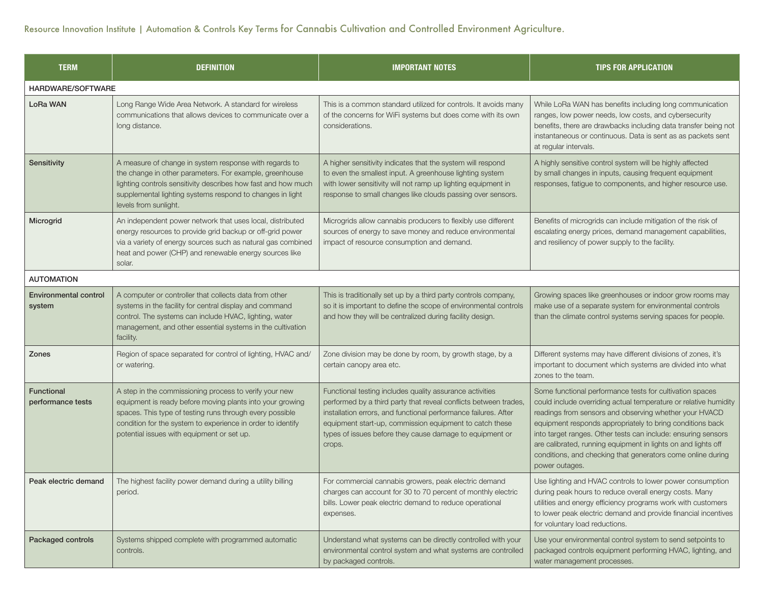| TERM | DEFINITION | IMPORTANT NOTES | TIPS FOR APPLICATION |
|---|---|---|---|
| HARDWARE/SOFTWARE | | | |
| **LoRa WAN** | Long Range Wide Area Network. A standard for wireless communications that allows devices to communicate over a long distance. | This is a common standard utilized for controls. It avoids many of the concerns for WiFi systems but does come with its own considerations. | While LoRa WAN has benefits including long communication ranges, low power needs, low costs, and cybersecurity benefits, there are drawbacks including data transfer being not instantaneous or continuous. Data is sent as as packets sent at regular intervals. |
| **Sensitivity** | A measure of change in system response with regards to the change in other parameters. For example, greenhouse lighting controls sensitivity describes how fast and how much supplemental lighting systems respond to changes in light levels from sunlight. | A higher sensitivity indicates that the system will respond to even the smallest input. A greenhouse lighting system with lower sensitivity will not ramp up lighting equipment in response to small changes like clouds passing over sensors. | A highly sensitive control system will be highly affected by small changes in inputs, causing frequent equipment responses, fatigue to components, and higher resource use. |
| **Microgrid** | An independent power network that uses local, distributed energy resources to provide grid backup or off-grid power via a variety of energy sources such as natural gas combined heat and power (CHP) and renewable energy sources like solar. | Microgrids allow cannabis producers to flexibly use different sources of energy to save money and reduce environmental impact of resource consumption and demand. | Benefits of microgrids can include mitigation of the risk of escalating energy prices, demand management capabilities, and resiliency of power supply to the facility. |
| AUTOMATION | | | |
| **Environmental control system** | A computer or controller that collects data from other systems in the facility for central display and command control. The systems can include HVAC, lighting, water management, and other essential systems in the cultivation facility. | This is traditionally set up by a third party controls company, so it is important to define the scope of environmental controls and how they will be centralized during facility design. | Growing spaces like greenhouses or indoor grow rooms may make use of a separate system for environmental controls than the climate control systems serving spaces for people. |
| **Zones** | Region of space separated for control of lighting, HVAC and/or watering. | Zone division may be done by room, by growth stage, by a certain canopy area etc. | Different systems may have different divisions of zones, it's important to document which systems are divided into what zones to the team. |
| **Functional performance tests** | A step in the commissioning process to verify your new equipment is ready before moving plants into your growing spaces. This type of testing runs through every possible condition for the system to experience in order to identify potential issues with equipment or set up. | Functional testing includes quality assurance activities performed by a third party that reveal conflicts between trades, installation errors, and functional performance failures. After equipment start-up, commission equipment to catch these types of issues before they cause damage to equipment or crops. | Some functional performance tests for cultivation spaces could include overriding actual temperature or relative humidity readings from sensors and observing whether your HVACD equipment responds appropriately to bring conditions back into target ranges. Other tests can include: ensuring sensors are calibrated, running equipment in lights on and lights off conditions, and checking that generators come online during power outages. |
| **Peak electric demand** | The highest facility power demand during a utility billing period. | For commercial cannabis growers, peak electric demand charges can account for 30 to 70 percent of monthly electric bills. Lower peak electric demand to reduce operational expenses. | Use lighting and HVAC controls to lower power consumption during peak hours to reduce overall energy costs. Many utilities and energy efficiency programs work with customers to lower peak electric demand and provide financial incentives for voluntary load reductions. |
| **Packaged controls** | Systems shipped complete with programmed automatic controls. | Understand what systems can be directly controlled with your environmental control system and what systems are controlled by packaged controls. | Use your environmental control system to send setpoints to packaged controls equipment performing HVAC, lighting, and water management processes. |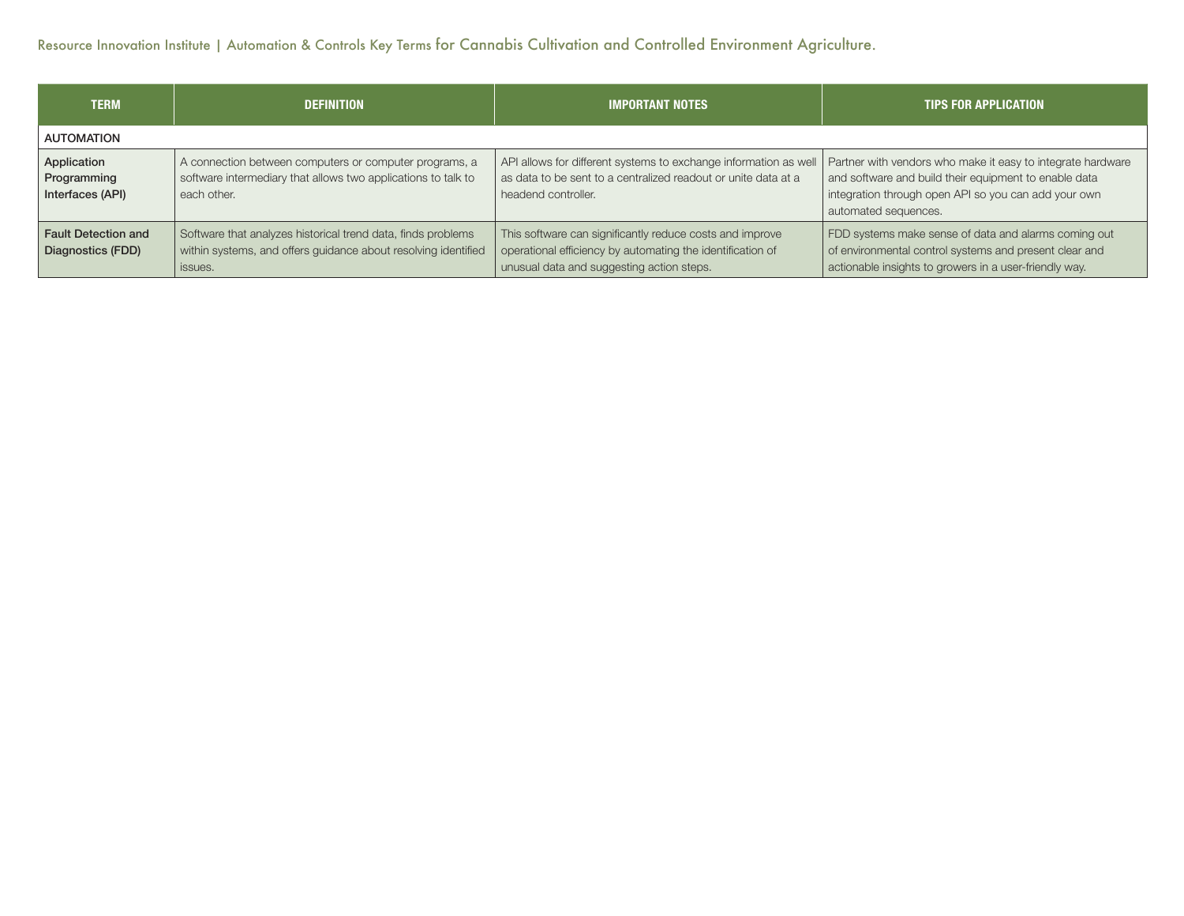| TERM | DEFINITION | IMPORTANT NOTES | TIPS FOR APPLICATION |
|---|---|---|---|
| AUTOMATION | | | |
| **Application Programming Interfaces (API)** | A connection between computers or computer programs, a software intermediary that allows two applications to talk to each other. | API allows for different systems to exchange information as well as data to be sent to a centralized readout or unite data at a headend controller. | Partner with vendors who make it easy to integrate hardware and software and build their equipment to enable data integration through open API so you can add your own automated sequences. |
| **Fault Detection and Diagnostics (FDD)** | Software that analyzes historical trend data, finds problems within systems, and offers guidance about resolving identified issues. | This software can significantly reduce costs and improve operational efficiency by automating the identification of unusual data and suggesting action steps. | FDD systems make sense of data and alarms coming out of environmental control systems and present clear and actionable insights to growers in a user-friendly way. |